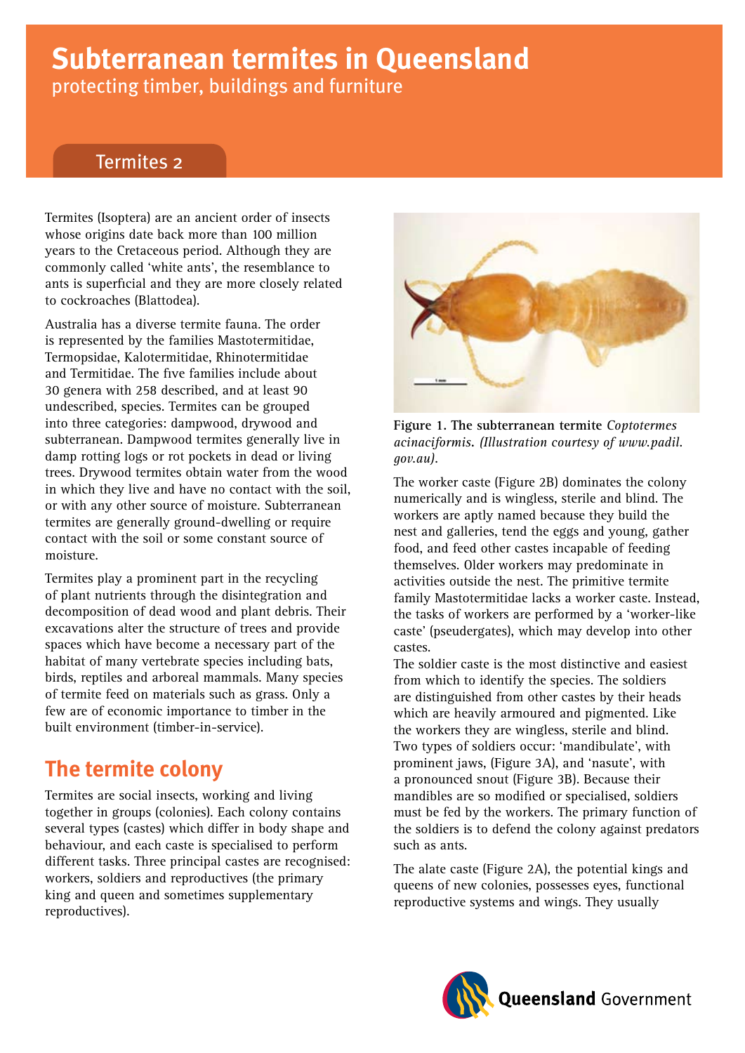# Subterranean termites in Queensland

protecting timber, buildings and furniture

Termites 2

Termites (Isoptera) are an ancient order of insects whose origins date back more than 100 million years to the Cretaceous period. Although they are commonly called 'white ants', the resemblance to ants is superficial and they are more closely related to cockroaches (Blattodea).

Australia has a diverse termite fauna. The order is represented by the families Mastotermitidae, Termopsidae, Kalotermitidae, Rhinotermitidae and Termitidae. The five families include about 30 genera with 258 described, and at least 90 undescribed, species. Termites can be grouped into three categories: dampwood, drywood and subterranean. Dampwood termites generally live in damp rotting logs or rot pockets in dead or living trees. Drywood termites obtain water from the wood in which they live and have no contact with the soil, or with any other source of moisture. Subterranean termites are generally ground-dwelling or require contact with the soil or some constant source of moisture.

Termites play a prominent part in the recycling of plant nutrients through the disintegration and decomposition of dead wood and plant debris. Their excavations alter the structure of trees and provide spaces which have become a necessary part of the habitat of many vertebrate species including bats, birds, reptiles and arboreal mammals. Many species of termite feed on materials such as grass. Only a few are of economic importance to timber in the built environment (timber-in-service).

## The termite colony

Termites are social insects, working and living together in groups (colonies). Each colony contains several types (castes) which differ in body shape and behaviour, and each caste is specialised to perform different tasks. Three principal castes are recognised: workers, soldiers and reproductives (the primary king and queen and sometimes supplementary reproductives).

**Figure 1. The subterranean termite *Coptotermes acinaciformis*. *(Illustration courtesy of www.padil.gov.au)*.**

The worker caste (Figure 2B) dominates the colony numerically and is wingless, sterile and blind. The workers are aptly named because they build the nest and galleries, tend the eggs and young, gather food, and feed other castes incapable of feeding themselves. Older workers may predominate in activities outside the nest. The primitive termite family Mastotermitidae lacks a worker caste. Instead, the tasks of workers are performed by a 'worker-like caste' (pseudergates), which may develop into other castes.

The soldier caste is the most distinctive and easiest from which to identify the species. The soldiers are distinguished from other castes by their heads which are heavily armoured and pigmented. Like the workers they are wingless, sterile and blind. Two types of soldiers occur: 'mandibulate', with prominent jaws, (Figure 3A), and 'nasute', with a pronounced snout (Figure 3B). Because their mandibles are so modified or specialised, soldiers must be fed by the workers. The primary function of the soldiers is to defend the colony against predators such as ants.

The alate caste (Figure 2A), the potential kings and queens of new colonies, possesses eyes, functional reproductive systems and wings. They usually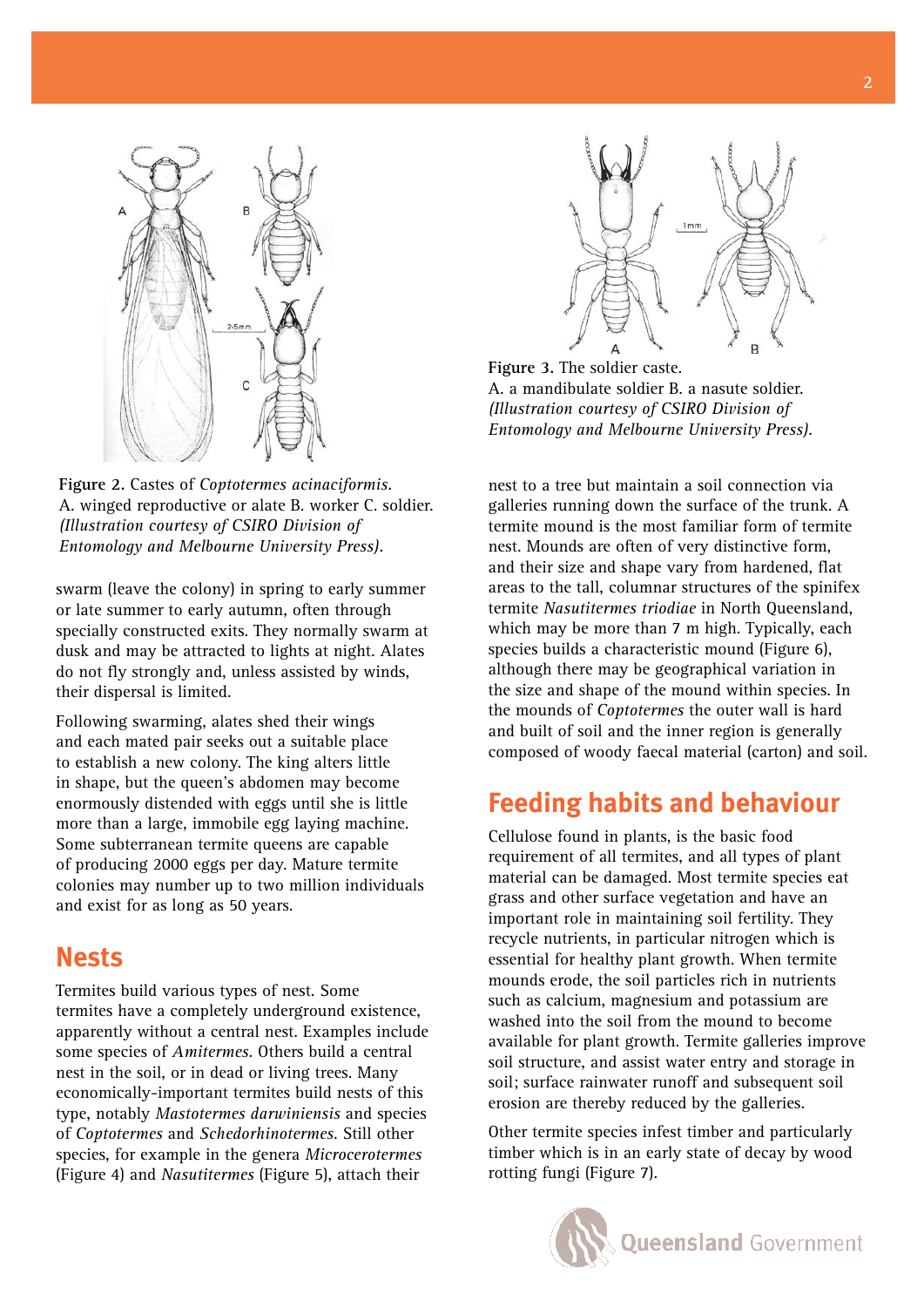Figure 2. Castes of *Coptotermes acinaciformis*.
A. winged reproductive or alate B. worker C. soldier. *(Illustration courtesy of CSIRO Division of Entomology and Melbourne University Press)*.

Figure 3. The soldier caste.
A. a mandibulate soldier B. a nasute soldier. *(Illustration courtesy of CSIRO Division of Entomology and Melbourne University Press)*.

swarm (leave the colony) in spring to early summer or late summer to early autumn, often through specially constructed exits. They normally swarm at dusk and may be attracted to lights at night. Alates do not fly strongly and, unless assisted by winds, their dispersal is limited.

Following swarming, alates shed their wings and each mated pair seeks out a suitable place to establish a new colony. The king alters little in shape, but the queen's abdomen may become enormously distended with eggs until she is little more than a large, immobile egg laying machine. Some subterranean termite queens are capable of producing 2000 eggs per day. Mature termite colonies may number up to two million individuals and exist for as long as 50 years.

## Nests

Termites build various types of nest. Some termites have a completely underground existence, apparently without a central nest. Examples include some species of *Amitermes*. Others build a central nest in the soil, or in dead or living trees. Many economically-important termites build nests of this type, notably *Mastotermes darwiniensis* and species of *Coptotermes* and *Schedorhinotermes*. Still other species, for example in the genera *Microcerotermes* (Figure 4) and *Nasutitermes* (Figure 5), attach their nest to a tree but maintain a soil connection via galleries running down the surface of the trunk. A termite mound is the most familiar form of termite nest. Mounds are often of very distinctive form, and their size and shape vary from hardened, flat areas to the tall, columnar structures of the spinifex termite *Nasutitermes triodiae* in North Queensland, which may be more than 7 m high. Typically, each species builds a characteristic mound (Figure 6), although there may be geographical variation in the size and shape of the mound within species. In the mounds of *Coptotermes* the outer wall is hard and built of soil and the inner region is generally composed of woody faecal material (carton) and soil.

## Feeding habits and behaviour

Cellulose found in plants, is the basic food requirement of all termites, and all types of plant material can be damaged. Most termite species eat grass and other surface vegetation and have an important role in maintaining soil fertility. They recycle nutrients, in particular nitrogen which is essential for healthy plant growth. When termite mounds erode, the soil particles rich in nutrients such as calcium, magnesium and potassium are washed into the soil from the mound to become available for plant growth. Termite galleries improve soil structure, and assist water entry and storage in soil; surface rainwater runoff and subsequent soil erosion are thereby reduced by the galleries.

Other termite species infest timber and particularly timber which is in an early state of decay by wood rotting fungi (Figure 7).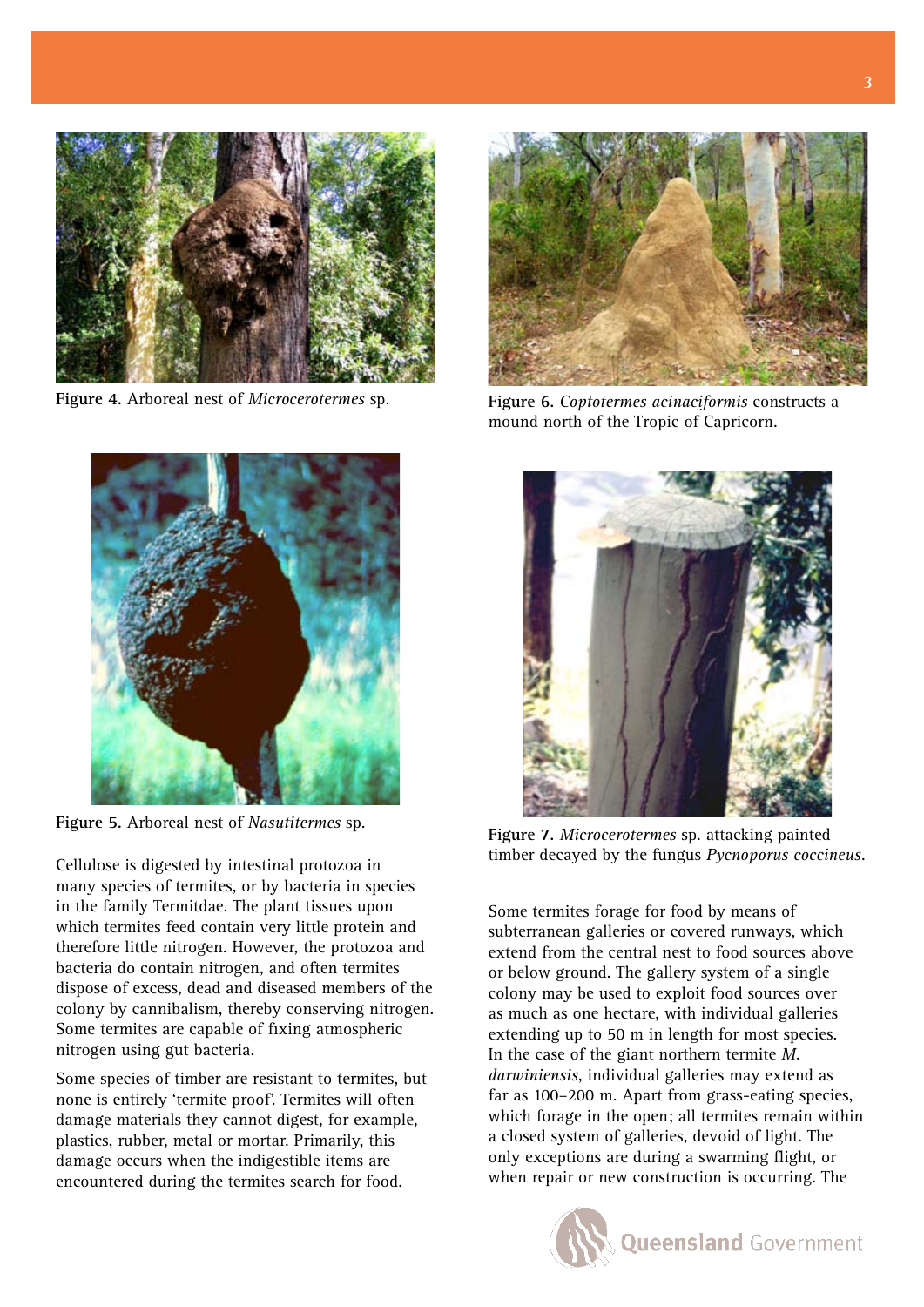Figure 4. Arboreal nest of *Microcerotermes* sp.

Figure 5. Arboreal nest of *Nasutitermes* sp.

Cellulose is digested by intestinal protozoa in many species of termites, or by bacteria in species in the family Termitdae. The plant tissues upon which termites feed contain very little protein and therefore little nitrogen. However, the protozoa and bacteria do contain nitrogen, and often termites dispose of excess, dead and diseased members of the colony by cannibalism, thereby conserving nitrogen. Some termites are capable of fixing atmospheric nitrogen using gut bacteria.

Some species of timber are resistant to termites, but none is entirely 'termite proof'. Termites will often damage materials they cannot digest, for example, plastics, rubber, metal or mortar. Primarily, this damage occurs when the indigestible items are encountered during the termites search for food.

Figure 6. *Coptotermes acinaciformis* constructs a mound north of the Tropic of Capricorn.

Figure 7. *Microcerotermes* sp. attacking painted timber decayed by the fungus *Pycnoporus coccineus*.

Some termites forage for food by means of subterranean galleries or covered runways, which extend from the central nest to food sources above or below ground. The gallery system of a single colony may be used to exploit food sources over as much as one hectare, with individual galleries extending up to 50 m in length for most species. In the case of the giant northern termite *M. darwiniensis*, individual galleries may extend as far as 100–200 m. Apart from grass-eating species, which forage in the open; all termites remain within a closed system of galleries, devoid of light. The only exceptions are during a swarming flight, or when repair or new construction is occurring. The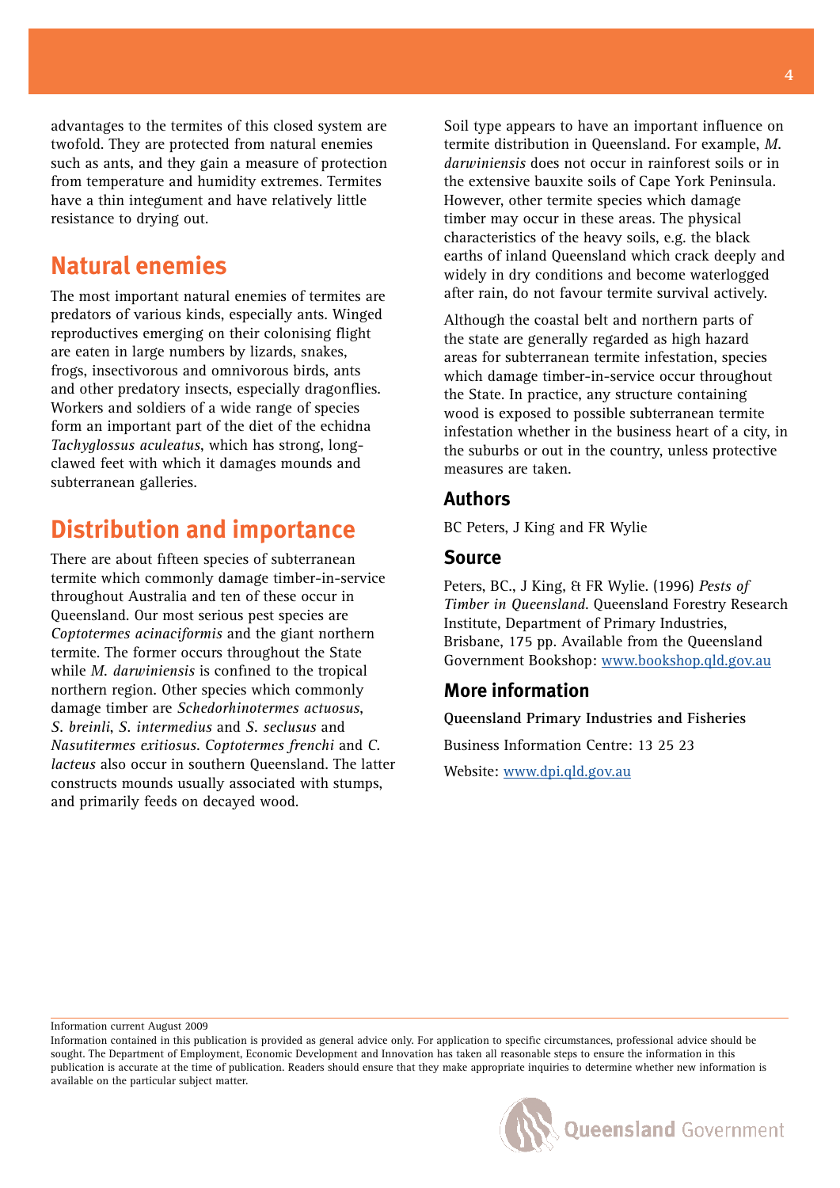advantages to the termites of this closed system are twofold. They are protected from natural enemies such as ants, and they gain a measure of protection from temperature and humidity extremes. Termites have a thin integument and have relatively little resistance to drying out.

## Natural enemies

The most important natural enemies of termites are predators of various kinds, especially ants. Winged reproductives emerging on their colonising flight are eaten in large numbers by lizards, snakes, frogs, insectivorous and omnivorous birds, ants and other predatory insects, especially dragonflies. Workers and soldiers of a wide range of species form an important part of the diet of the echidna *Tachyglossus aculeatus*, which has strong, long-clawed feet with which it damages mounds and subterranean galleries.

## Distribution and importance

There are about fifteen species of subterranean termite which commonly damage timber-in-service throughout Australia and ten of these occur in Queensland. Our most serious pest species are *Coptotermes acinaciformis* and the giant northern termite. The former occurs throughout the State while *M. darwiniensis* is confined to the tropical northern region. Other species which commonly damage timber are *Schedorhinotermes actuosus*, *S. breinli*, *S. intermedius* and *S. seclusus* and *Nasutitermes exitiosus*. *Coptotermes frenchi* and *C. lacteus* also occur in southern Queensland. The latter constructs mounds usually associated with stumps, and primarily feeds on decayed wood.

Soil type appears to have an important influence on termite distribution in Queensland. For example, *M. darwiniensis* does not occur in rainforest soils or in the extensive bauxite soils of Cape York Peninsula. However, other termite species which damage timber may occur in these areas. The physical characteristics of the heavy soils, e.g. the black earths of inland Queensland which crack deeply and widely in dry conditions and become waterlogged after rain, do not favour termite survival actively.

Although the coastal belt and northern parts of the state are generally regarded as high hazard areas for subterranean termite infestation, species which damage timber-in-service occur throughout the State. In practice, any structure containing wood is exposed to possible subterranean termite infestation whether in the business heart of a city, in the suburbs or out in the country, unless protective measures are taken.

### Authors

BC Peters, J King and FR Wylie

### Source

Peters, BC., J King, & FR Wylie. (1996) *Pests of Timber in Queensland*. Queensland Forestry Research Institute, Department of Primary Industries, Brisbane, 175 pp. Available from the Queensland Government Bookshop: www.bookshop.qld.gov.au

### More information

**Queensland Primary Industries and Fisheries**

Business Information Centre: 13 25 23

Website: www.dpi.qld.gov.au

Information current August 2009

Information contained in this publication is provided as general advice only. For application to specific circumstances, professional advice should be sought. The Department of Employment, Economic Development and Innovation has taken all reasonable steps to ensure the information in this publication is accurate at the time of publication. Readers should ensure that they make appropriate inquiries to determine whether new information is available on the particular subject matter.

Queensland Government